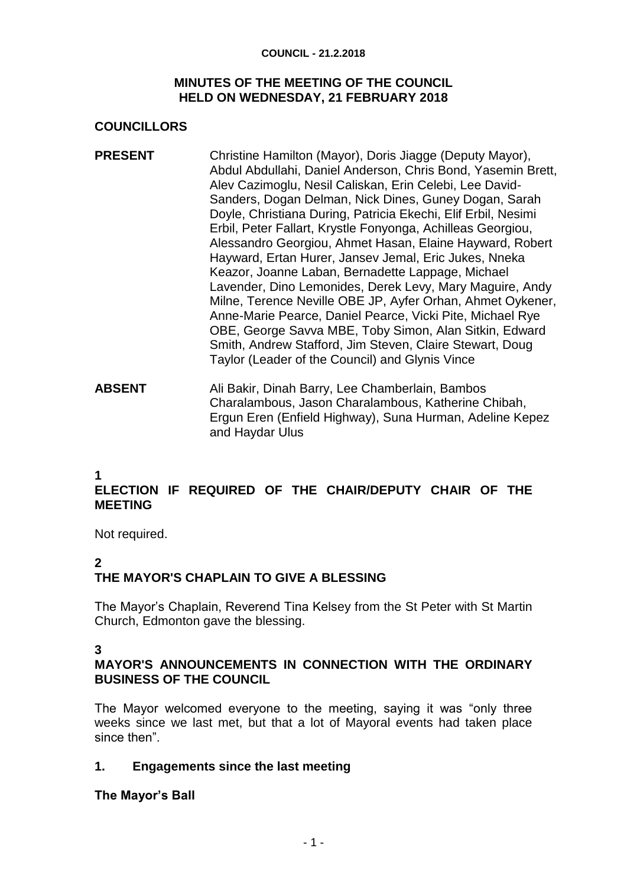# MINUTES OF THE MEETING OF THE COUNCIL HELD ON WEDNESDAY, 21 FEBRUARY 2018

## COUNCILLORS

**PRESENT** Christine Hamilton (Mayor), Doris Jiagge (Deputy Mayor), Abdul Abdullahi, Daniel Anderson, Chris Bond, Yasemin Brett, Alev Cazimoglu, Nesil Caliskan, Erin Celebi, Lee David-Sanders, Dogan Delman, Nick Dines, Guney Dogan, Sarah Doyle, Christiana During, Patricia Ekechi, Elif Erbil, Nesimi Erbil, Peter Fallart, Krystle Fonyonga, Achilleas Georgiou, Alessandro Georgiou, Ahmet Hasan, Elaine Hayward, Robert Hayward, Ertan Hurer, Jansev Jemal, Eric Jukes, Nneka Keazor, Joanne Laban, Bernadette Lappage, Michael Lavender, Dino Lemonides, Derek Levy, Mary Maguire, Andy Milne, Terence Neville OBE JP, Ayfer Orhan, Ahmet Oykener, Anne-Marie Pearce, Daniel Pearce, Vicki Pite, Michael Rye OBE, George Savva MBE, Toby Simon, Alan Sitkin, Edward Smith, Andrew Stafford, Jim Steven, Claire Stewart, Doug Taylor (Leader of the Council) and Glynis Vince

**ABSENT** Ali Bakir, Dinah Barry, Lee Chamberlain, Bambos Charalambous, Jason Charalambous, Katherine Chibah, Ergun Eren (Enfield Highway), Suna Hurman, Adeline Kepez and Haydar Ulus

## 1 ELECTION IF REQUIRED OF THE CHAIR/DEPUTY CHAIR OF THE MEETING

Not required.

## 2 THE MAYOR'S CHAPLAIN TO GIVE A BLESSING

The Mayor's Chaplain, Reverend Tina Kelsey from the St Peter with St Martin Church, Edmonton gave the blessing.

## 3 MAYOR'S ANNOUNCEMENTS IN CONNECTION WITH THE ORDINARY BUSINESS OF THE COUNCIL

The Mayor welcomed everyone to the meeting, saying it was "only three weeks since we last met, but that a lot of Mayoral events had taken place since then".

### 1. Engagements since the last meeting

**The Mayor's Ball**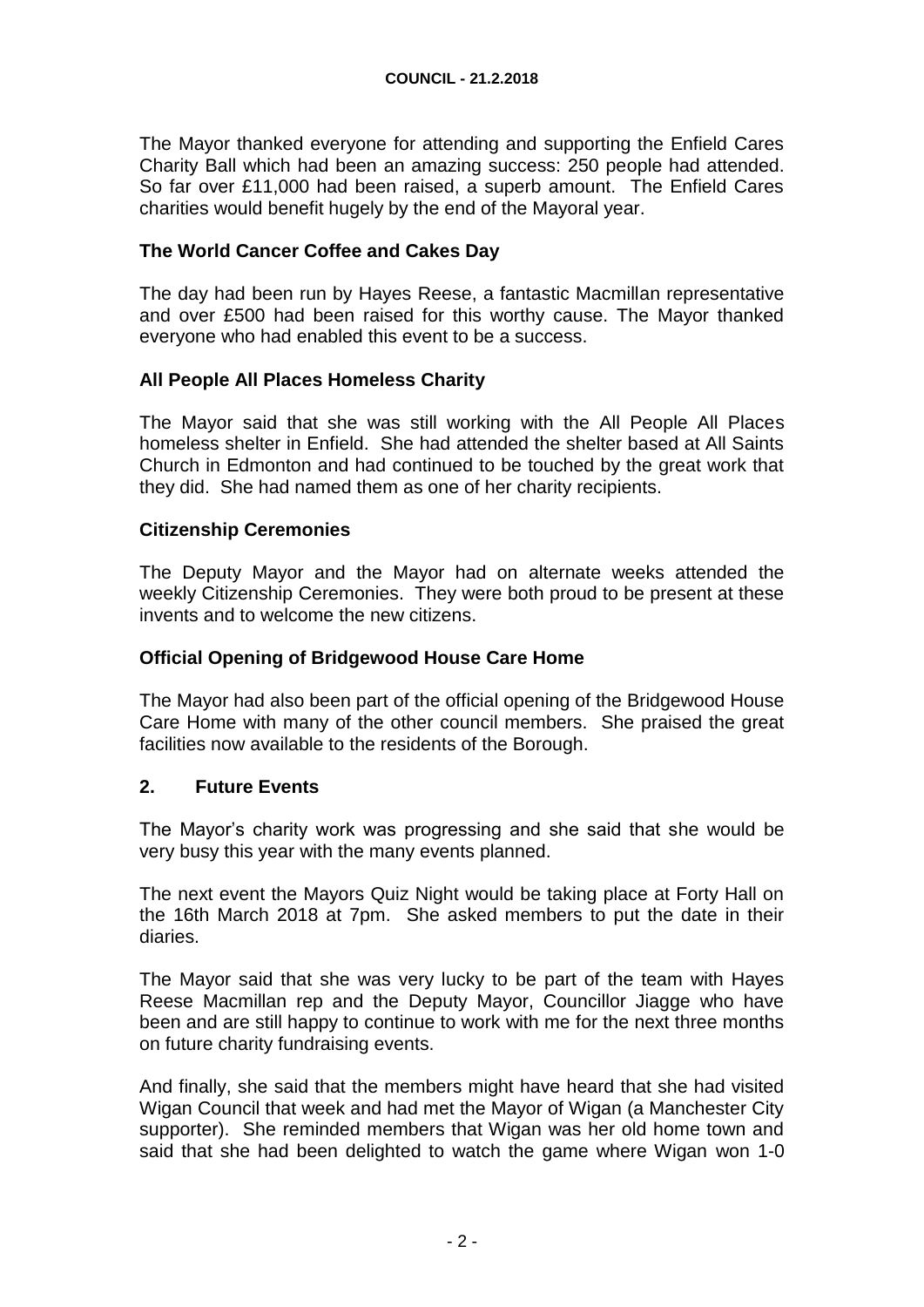The Mayor thanked everyone for attending and supporting the Enfield Cares Charity Ball which had been an amazing success: 250 people had attended. So far over £11,000 had been raised, a superb amount. The Enfield Cares charities would benefit hugely by the end of the Mayoral year.

**The World Cancer Coffee and Cakes Day**

The day had been run by Hayes Reese, a fantastic Macmillan representative and over £500 had been raised for this worthy cause. The Mayor thanked everyone who had enabled this event to be a success.

**All People All Places Homeless Charity**

The Mayor said that she was still working with the All People All Places homeless shelter in Enfield. She had attended the shelter based at All Saints Church in Edmonton and had continued to be touched by the great work that they did. She had named them as one of her charity recipients.

**Citizenship Ceremonies**

The Deputy Mayor and the Mayor had on alternate weeks attended the weekly Citizenship Ceremonies. They were both proud to be present at these invents and to welcome the new citizens.

**Official Opening of Bridgewood House Care Home**

The Mayor had also been part of the official opening of the Bridgewood House Care Home with many of the other council members. She praised the great facilities now available to the residents of the Borough.

## 2. Future Events

The Mayor's charity work was progressing and she said that she would be very busy this year with the many events planned.

The next event the Mayors Quiz Night would be taking place at Forty Hall on the 16th March 2018 at 7pm. She asked members to put the date in their diaries.

The Mayor said that she was very lucky to be part of the team with Hayes Reese Macmillan rep and the Deputy Mayor, Councillor Jiagge who have been and are still happy to continue to work with me for the next three months on future charity fundraising events.

And finally, she said that the members might have heard that she had visited Wigan Council that week and had met the Mayor of Wigan (a Manchester City supporter). She reminded members that Wigan was her old home town and said that she had been delighted to watch the game where Wigan won 1-0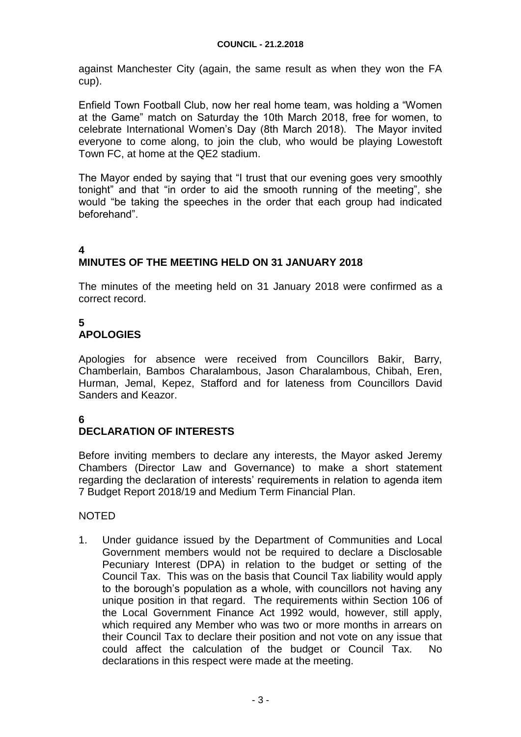against Manchester City (again, the same result as when they won the FA cup).

Enfield Town Football Club, now her real home team, was holding a "Women at the Game" match on Saturday the 10th March 2018, free for women, to celebrate International Women's Day (8th March 2018). The Mayor invited everyone to come along, to join the club, who would be playing Lowestoft Town FC, at home at the QE2 stadium.

The Mayor ended by saying that "I trust that our evening goes very smoothly tonight" and that "in order to aid the smooth running of the meeting", she would "be taking the speeches in the order that each group had indicated beforehand".

## 4
## MINUTES OF THE MEETING HELD ON 31 JANUARY 2018

The minutes of the meeting held on 31 January 2018 were confirmed as a correct record.

## 5
## APOLOGIES

Apologies for absence were received from Councillors Bakir, Barry, Chamberlain, Bambos Charalambous, Jason Charalambous, Chibah, Eren, Hurman, Jemal, Kepez, Stafford and for lateness from Councillors David Sanders and Keazor.

## 6
## DECLARATION OF INTERESTS

Before inviting members to declare any interests, the Mayor asked Jeremy Chambers (Director Law and Governance) to make a short statement regarding the declaration of interests' requirements in relation to agenda item 7 Budget Report 2018/19 and Medium Term Financial Plan.

NOTED

1. Under guidance issued by the Department of Communities and Local Government members would not be required to declare a Disclosable Pecuniary Interest (DPA) in relation to the budget or setting of the Council Tax. This was on the basis that Council Tax liability would apply to the borough's population as a whole, with councillors not having any unique position in that regard. The requirements within Section 106 of the Local Government Finance Act 1992 would, however, still apply, which required any Member who was two or more months in arrears on their Council Tax to declare their position and not vote on any issue that could affect the calculation of the budget or Council Tax. No declarations in this respect were made at the meeting.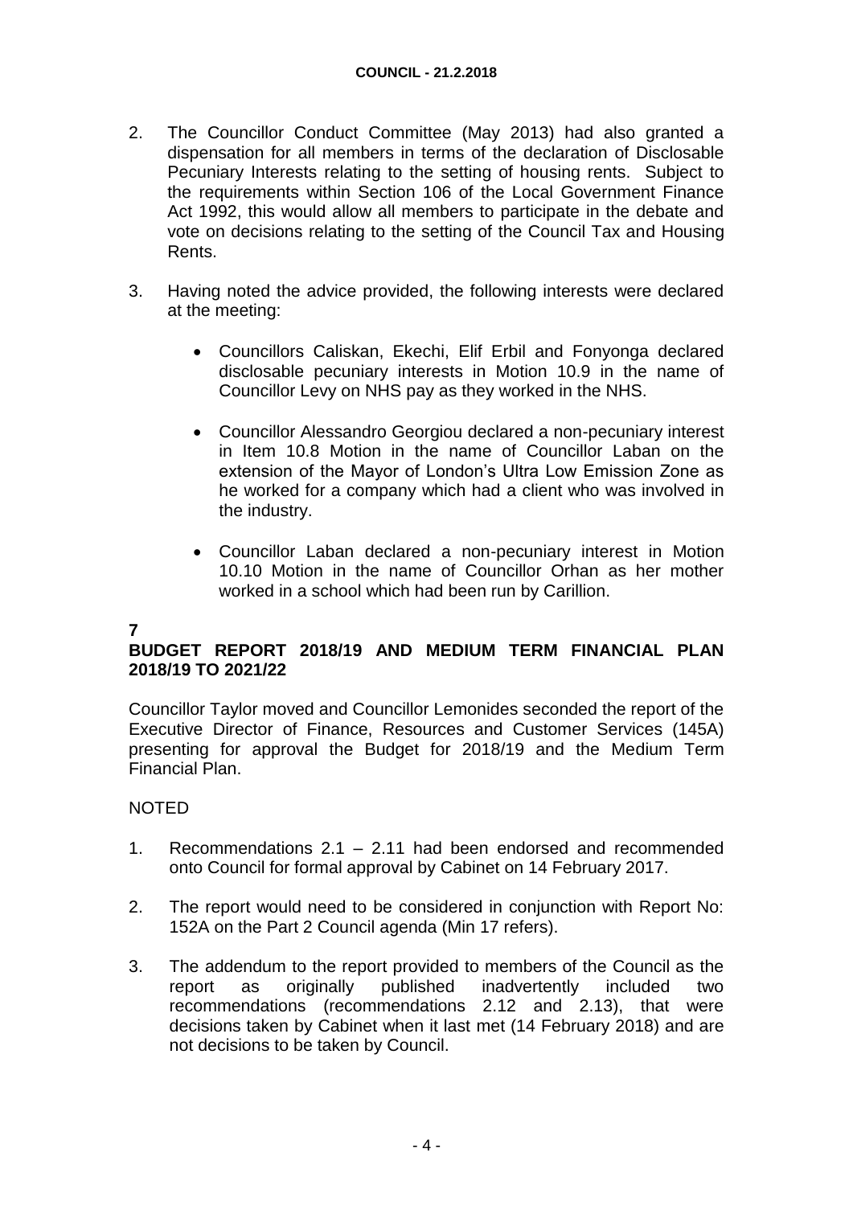2. The Councillor Conduct Committee (May 2013) had also granted a dispensation for all members in terms of the declaration of Disclosable Pecuniary Interests relating to the setting of housing rents. Subject to the requirements within Section 106 of the Local Government Finance Act 1992, this would allow all members to participate in the debate and vote on decisions relating to the setting of the Council Tax and Housing Rents.

3. Having noted the advice provided, the following interests were declared at the meeting:

    - Councillors Caliskan, Ekechi, Elif Erbil and Fonyonga declared disclosable pecuniary interests in Motion 10.9 in the name of Councillor Levy on NHS pay as they worked in the NHS.

    - Councillor Alessandro Georgiou declared a non-pecuniary interest in Item 10.8 Motion in the name of Councillor Laban on the extension of the Mayor of London's Ultra Low Emission Zone as he worked for a company which had a client who was involved in the industry.

    - Councillor Laban declared a non-pecuniary interest in Motion 10.10 Motion in the name of Councillor Orhan as her mother worked in a school which had been run by Carillion.

**7**
**BUDGET REPORT 2018/19 AND MEDIUM TERM FINANCIAL PLAN 2018/19 TO 2021/22**

Councillor Taylor moved and Councillor Lemonides seconded the report of the Executive Director of Finance, Resources and Customer Services (145A) presenting for approval the Budget for 2018/19 and the Medium Term Financial Plan.

NOTED

1. Recommendations 2.1 – 2.11 had been endorsed and recommended onto Council for formal approval by Cabinet on 14 February 2017.

2. The report would need to be considered in conjunction with Report No: 152A on the Part 2 Council agenda (Min 17 refers).

3. The addendum to the report provided to members of the Council as the report as originally published inadvertently included two recommendations (recommendations 2.12 and 2.13), that were decisions taken by Cabinet when it last met (14 February 2018) and are not decisions to be taken by Council.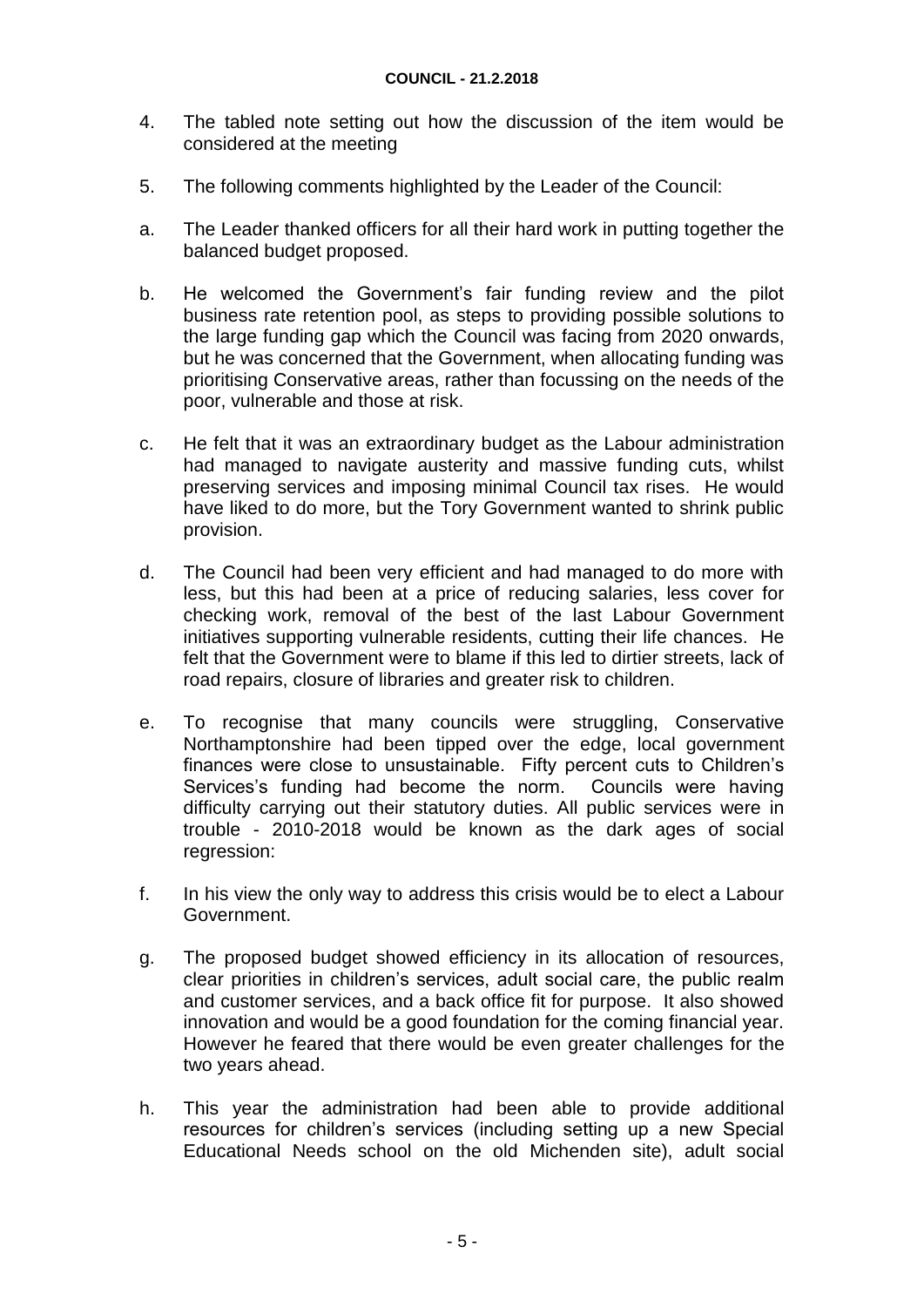4. The tabled note setting out how the discussion of the item would be considered at the meeting

5. The following comments highlighted by the Leader of the Council:

a. The Leader thanked officers for all their hard work in putting together the balanced budget proposed.

b. He welcomed the Government's fair funding review and the pilot business rate retention pool, as steps to providing possible solutions to the large funding gap which the Council was facing from 2020 onwards, but he was concerned that the Government, when allocating funding was prioritising Conservative areas, rather than focussing on the needs of the poor, vulnerable and those at risk.

c. He felt that it was an extraordinary budget as the Labour administration had managed to navigate austerity and massive funding cuts, whilst preserving services and imposing minimal Council tax rises. He would have liked to do more, but the Tory Government wanted to shrink public provision.

d. The Council had been very efficient and had managed to do more with less, but this had been at a price of reducing salaries, less cover for checking work, removal of the best of the last Labour Government initiatives supporting vulnerable residents, cutting their life chances. He felt that the Government were to blame if this led to dirtier streets, lack of road repairs, closure of libraries and greater risk to children.

e. To recognise that many councils were struggling, Conservative Northamptonshire had been tipped over the edge, local government finances were close to unsustainable. Fifty percent cuts to Children's Services's funding had become the norm. Councils were having difficulty carrying out their statutory duties. All public services were in trouble - 2010-2018 would be known as the dark ages of social regression:

f. In his view the only way to address this crisis would be to elect a Labour Government.

g. The proposed budget showed efficiency in its allocation of resources, clear priorities in children's services, adult social care, the public realm and customer services, and a back office fit for purpose. It also showed innovation and would be a good foundation for the coming financial year. However he feared that there would be even greater challenges for the two years ahead.

h. This year the administration had been able to provide additional resources for children's services (including setting up a new Special Educational Needs school on the old Michenden site), adult social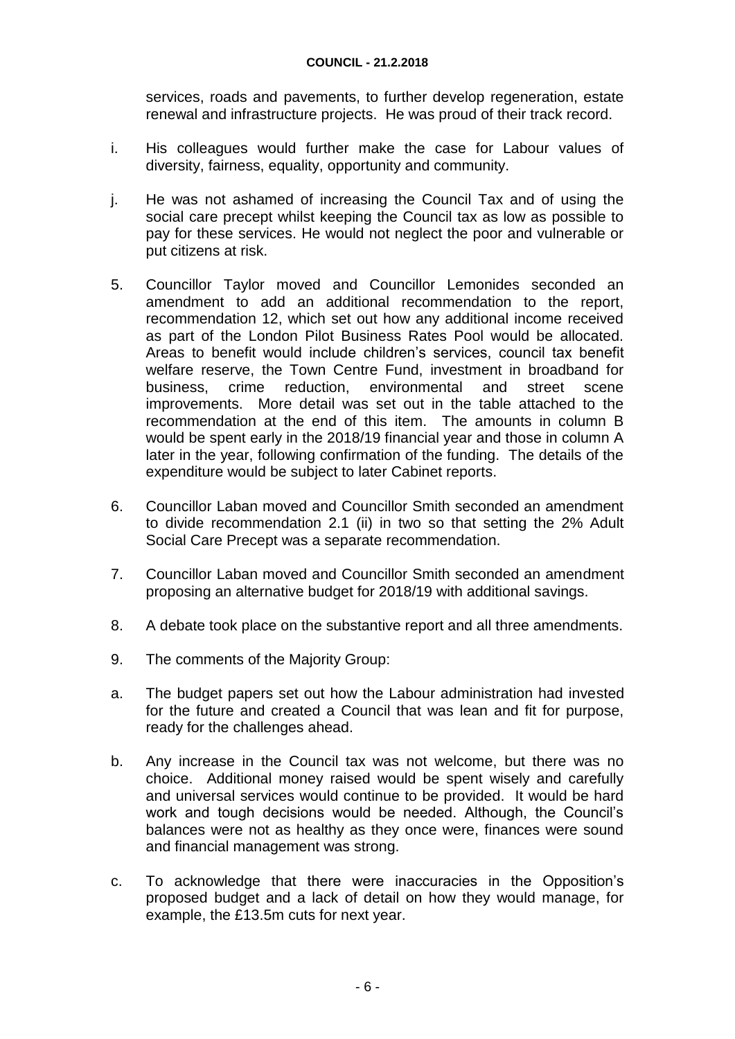services, roads and pavements, to further develop regeneration, estate renewal and infrastructure projects. He was proud of their track record.

i. His colleagues would further make the case for Labour values of diversity, fairness, equality, opportunity and community.

j. He was not ashamed of increasing the Council Tax and of using the social care precept whilst keeping the Council tax as low as possible to pay for these services. He would not neglect the poor and vulnerable or put citizens at risk.

5. Councillor Taylor moved and Councillor Lemonides seconded an amendment to add an additional recommendation to the report, recommendation 12, which set out how any additional income received as part of the London Pilot Business Rates Pool would be allocated. Areas to benefit would include children's services, council tax benefit welfare reserve, the Town Centre Fund, investment in broadband for business, crime reduction, environmental and street scene improvements. More detail was set out in the table attached to the recommendation at the end of this item. The amounts in column B would be spent early in the 2018/19 financial year and those in column A later in the year, following confirmation of the funding. The details of the expenditure would be subject to later Cabinet reports.

6. Councillor Laban moved and Councillor Smith seconded an amendment to divide recommendation 2.1 (ii) in two so that setting the 2% Adult Social Care Precept was a separate recommendation.

7. Councillor Laban moved and Councillor Smith seconded an amendment proposing an alternative budget for 2018/19 with additional savings.

8. A debate took place on the substantive report and all three amendments.

9. The comments of the Majority Group:

a. The budget papers set out how the Labour administration had invested for the future and created a Council that was lean and fit for purpose, ready for the challenges ahead.

b. Any increase in the Council tax was not welcome, but there was no choice. Additional money raised would be spent wisely and carefully and universal services would continue to be provided. It would be hard work and tough decisions would be needed. Although, the Council's balances were not as healthy as they once were, finances were sound and financial management was strong.

c. To acknowledge that there were inaccuracies in the Opposition's proposed budget and a lack of detail on how they would manage, for example, the £13.5m cuts for next year.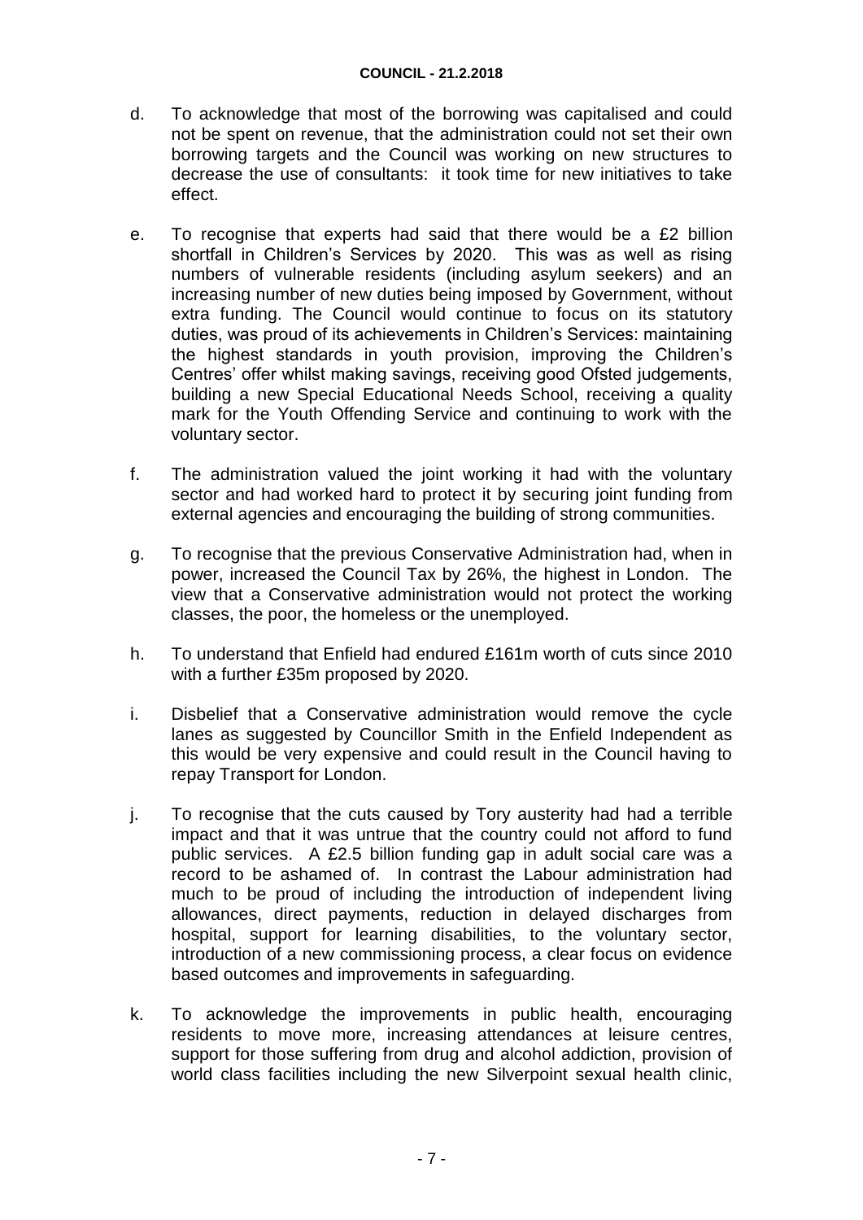d. To acknowledge that most of the borrowing was capitalised and could not be spent on revenue, that the administration could not set their own borrowing targets and the Council was working on new structures to decrease the use of consultants: it took time for new initiatives to take effect.

e. To recognise that experts had said that there would be a £2 billion shortfall in Children's Services by 2020. This was as well as rising numbers of vulnerable residents (including asylum seekers) and an increasing number of new duties being imposed by Government, without extra funding. The Council would continue to focus on its statutory duties, was proud of its achievements in Children's Services: maintaining the highest standards in youth provision, improving the Children's Centres' offer whilst making savings, receiving good Ofsted judgements, building a new Special Educational Needs School, receiving a quality mark for the Youth Offending Service and continuing to work with the voluntary sector.

f. The administration valued the joint working it had with the voluntary sector and had worked hard to protect it by securing joint funding from external agencies and encouraging the building of strong communities.

g. To recognise that the previous Conservative Administration had, when in power, increased the Council Tax by 26%, the highest in London. The view that a Conservative administration would not protect the working classes, the poor, the homeless or the unemployed.

h. To understand that Enfield had endured £161m worth of cuts since 2010 with a further £35m proposed by 2020.

i. Disbelief that a Conservative administration would remove the cycle lanes as suggested by Councillor Smith in the Enfield Independent as this would be very expensive and could result in the Council having to repay Transport for London.

j. To recognise that the cuts caused by Tory austerity had had a terrible impact and that it was untrue that the country could not afford to fund public services. A £2.5 billion funding gap in adult social care was a record to be ashamed of. In contrast the Labour administration had much to be proud of including the introduction of independent living allowances, direct payments, reduction in delayed discharges from hospital, support for learning disabilities, to the voluntary sector, introduction of a new commissioning process, a clear focus on evidence based outcomes and improvements in safeguarding.

k. To acknowledge the improvements in public health, encouraging residents to move more, increasing attendances at leisure centres, support for those suffering from drug and alcohol addiction, provision of world class facilities including the new Silverpoint sexual health clinic,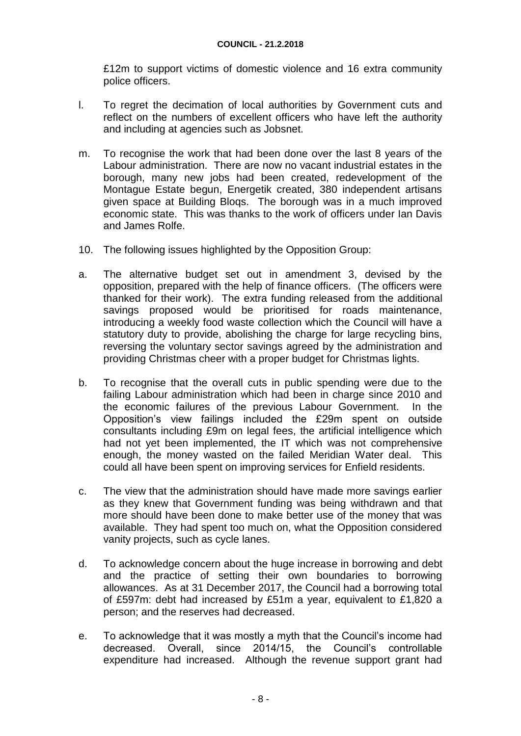£12m to support victims of domestic violence and 16 extra community police officers.

l. To regret the decimation of local authorities by Government cuts and reflect on the numbers of excellent officers who have left the authority and including at agencies such as Jobsnet.

m. To recognise the work that had been done over the last 8 years of the Labour administration. There are now no vacant industrial estates in the borough, many new jobs had been created, redevelopment of the Montague Estate begun, Energetik created, 380 independent artisans given space at Building Bloqs. The borough was in a much improved economic state. This was thanks to the work of officers under Ian Davis and James Rolfe.

10. The following issues highlighted by the Opposition Group:

a. The alternative budget set out in amendment 3, devised by the opposition, prepared with the help of finance officers. (The officers were thanked for their work). The extra funding released from the additional savings proposed would be prioritised for roads maintenance, introducing a weekly food waste collection which the Council will have a statutory duty to provide, abolishing the charge for large recycling bins, reversing the voluntary sector savings agreed by the administration and providing Christmas cheer with a proper budget for Christmas lights.

b. To recognise that the overall cuts in public spending were due to the failing Labour administration which had been in charge since 2010 and the economic failures of the previous Labour Government. In the Opposition's view failings included the £29m spent on outside consultants including £9m on legal fees, the artificial intelligence which had not yet been implemented, the IT which was not comprehensive enough, the money wasted on the failed Meridian Water deal. This could all have been spent on improving services for Enfield residents.

c. The view that the administration should have made more savings earlier as they knew that Government funding was being withdrawn and that more should have been done to make better use of the money that was available. They had spent too much on, what the Opposition considered vanity projects, such as cycle lanes.

d. To acknowledge concern about the huge increase in borrowing and debt and the practice of setting their own boundaries to borrowing allowances. As at 31 December 2017, the Council had a borrowing total of £597m: debt had increased by £51m a year, equivalent to £1,820 a person; and the reserves had decreased.

e. To acknowledge that it was mostly a myth that the Council's income had decreased. Overall, since 2014/15, the Council's controllable expenditure had increased. Although the revenue support grant had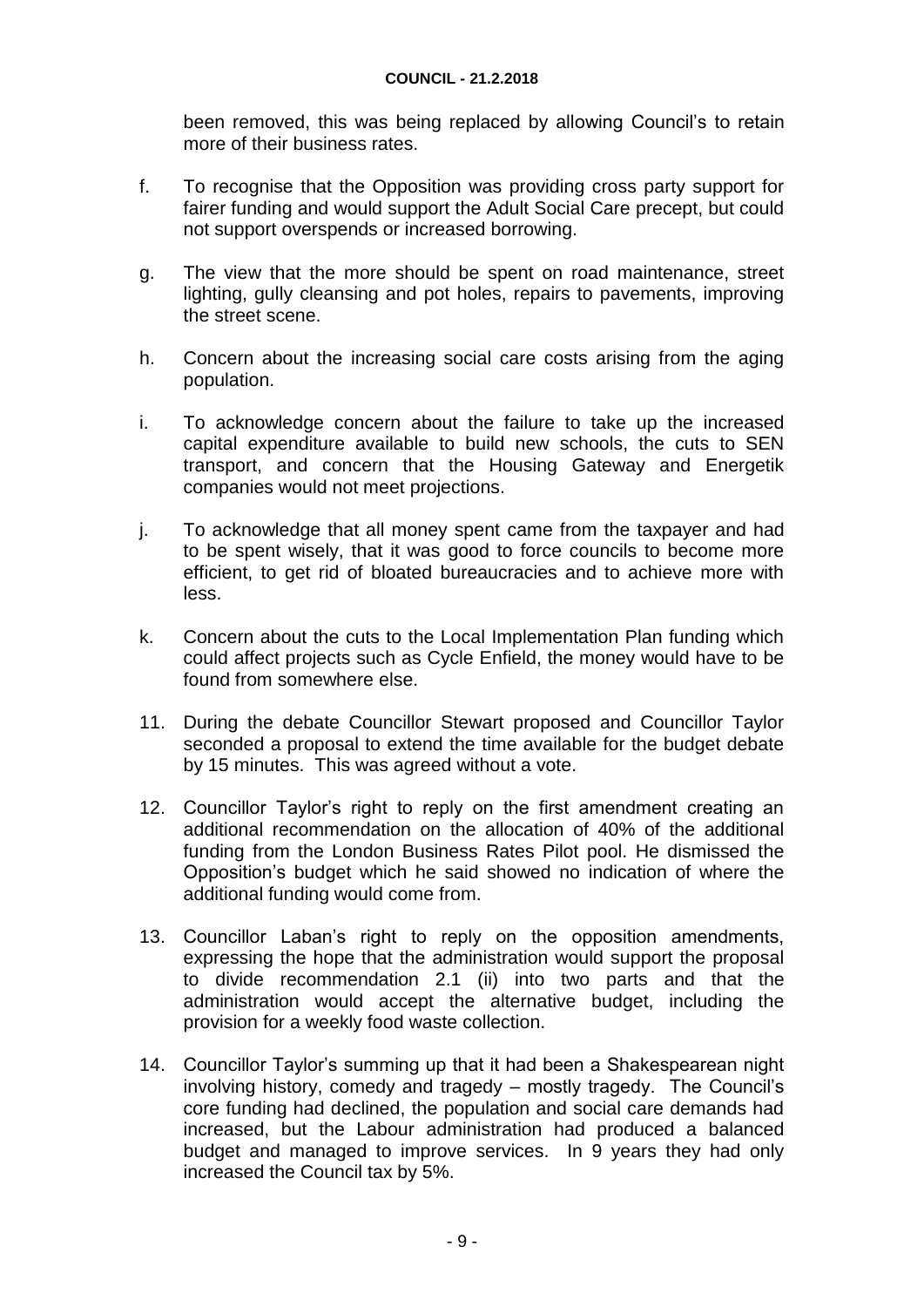been removed, this was being replaced by allowing Council's to retain more of their business rates.

f. To recognise that the Opposition was providing cross party support for fairer funding and would support the Adult Social Care precept, but could not support overspends or increased borrowing.

g. The view that the more should be spent on road maintenance, street lighting, gully cleansing and pot holes, repairs to pavements, improving the street scene.

h. Concern about the increasing social care costs arising from the aging population.

i. To acknowledge concern about the failure to take up the increased capital expenditure available to build new schools, the cuts to SEN transport, and concern that the Housing Gateway and Energetik companies would not meet projections.

j. To acknowledge that all money spent came from the taxpayer and had to be spent wisely, that it was good to force councils to become more efficient, to get rid of bloated bureaucracies and to achieve more with less.

k. Concern about the cuts to the Local Implementation Plan funding which could affect projects such as Cycle Enfield, the money would have to be found from somewhere else.

11. During the debate Councillor Stewart proposed and Councillor Taylor seconded a proposal to extend the time available for the budget debate by 15 minutes. This was agreed without a vote.

12. Councillor Taylor's right to reply on the first amendment creating an additional recommendation on the allocation of 40% of the additional funding from the London Business Rates Pilot pool. He dismissed the Opposition's budget which he said showed no indication of where the additional funding would come from.

13. Councillor Laban's right to reply on the opposition amendments, expressing the hope that the administration would support the proposal to divide recommendation 2.1 (ii) into two parts and that the administration would accept the alternative budget, including the provision for a weekly food waste collection.

14. Councillor Taylor's summing up that it had been a Shakespearean night involving history, comedy and tragedy – mostly tragedy. The Council's core funding had declined, the population and social care demands had increased, but the Labour administration had produced a balanced budget and managed to improve services. In 9 years they had only increased the Council tax by 5%.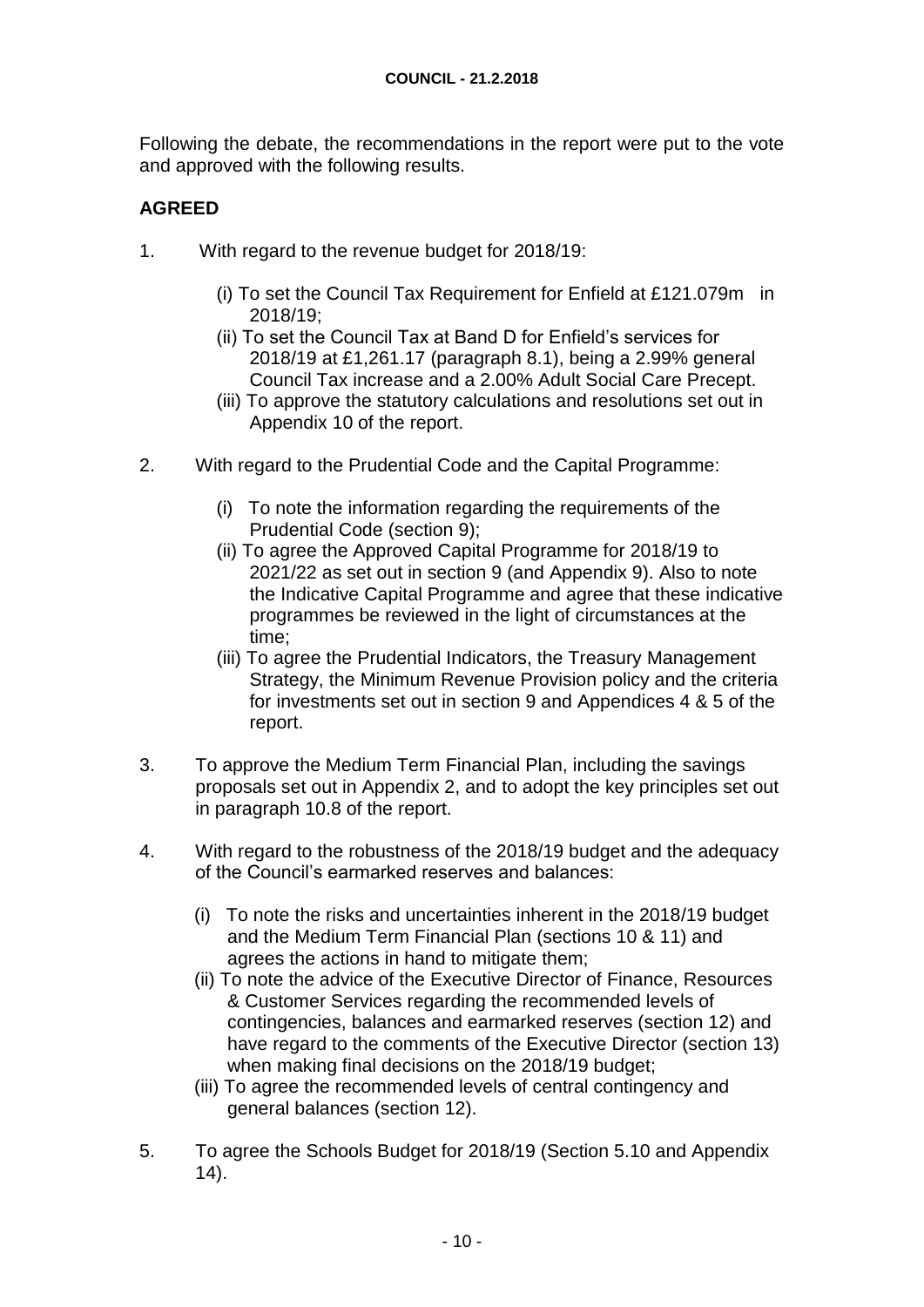Following the debate, the recommendations in the report were put to the vote and approved with the following results.

**AGREED**

1. With regard to the revenue budget for 2018/19:

   (i) To set the Council Tax Requirement for Enfield at £121.079m in 2018/19;
   (ii) To set the Council Tax at Band D for Enfield's services for 2018/19 at £1,261.17 (paragraph 8.1), being a 2.99% general Council Tax increase and a 2.00% Adult Social Care Precept.
   (iii) To approve the statutory calculations and resolutions set out in Appendix 10 of the report.

2. With regard to the Prudential Code and the Capital Programme:

   (i) To note the information regarding the requirements of the Prudential Code (section 9);
   (ii) To agree the Approved Capital Programme for 2018/19 to 2021/22 as set out in section 9 (and Appendix 9). Also to note the Indicative Capital Programme and agree that these indicative programmes be reviewed in the light of circumstances at the time;
   (iii) To agree the Prudential Indicators, the Treasury Management Strategy, the Minimum Revenue Provision policy and the criteria for investments set out in section 9 and Appendices 4 & 5 of the report.

3. To approve the Medium Term Financial Plan, including the savings proposals set out in Appendix 2, and to adopt the key principles set out in paragraph 10.8 of the report.

4. With regard to the robustness of the 2018/19 budget and the adequacy of the Council's earmarked reserves and balances:

   (i) To note the risks and uncertainties inherent in the 2018/19 budget and the Medium Term Financial Plan (sections 10 & 11) and agrees the actions in hand to mitigate them;
   (ii) To note the advice of the Executive Director of Finance, Resources & Customer Services regarding the recommended levels of contingencies, balances and earmarked reserves (section 12) and have regard to the comments of the Executive Director (section 13) when making final decisions on the 2018/19 budget;
   (iii) To agree the recommended levels of central contingency and general balances (section 12).

5. To agree the Schools Budget for 2018/19 (Section 5.10 and Appendix 14).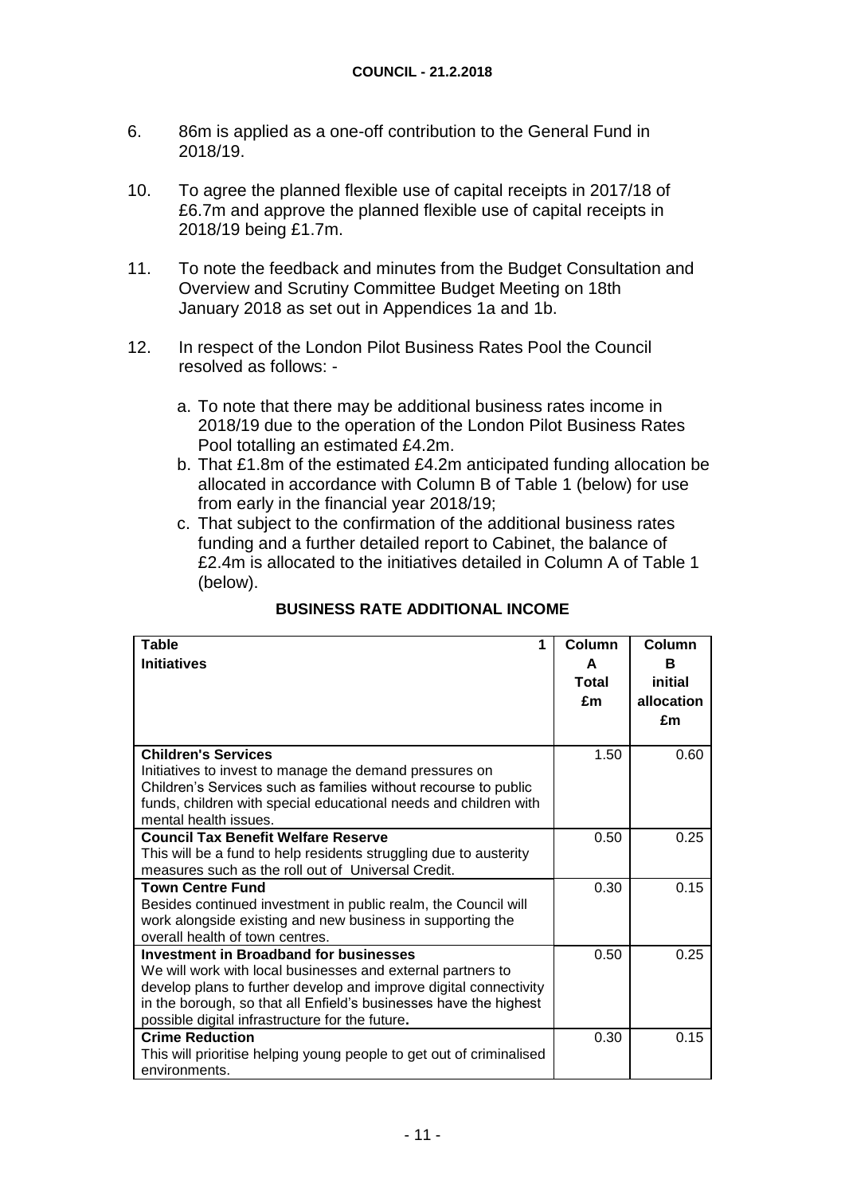6. 86m is applied as a one-off contribution to the General Fund in 2018/19.

10. To agree the planned flexible use of capital receipts in 2017/18 of £6.7m and approve the planned flexible use of capital receipts in 2018/19 being £1.7m.

11. To note the feedback and minutes from the Budget Consultation and Overview and Scrutiny Committee Budget Meeting on 18th January 2018 as set out in Appendices 1a and 1b.

12. In respect of the London Pilot Business Rates Pool the Council resolved as follows: -

    a. To note that there may be additional business rates income in 2018/19 due to the operation of the London Pilot Business Rates Pool totalling an estimated £4.2m.
    b. That £1.8m of the estimated £4.2m anticipated funding allocation be allocated in accordance with Column B of Table 1 (below) for use from early in the financial year 2018/19;
    c. That subject to the confirmation of the additional business rates funding and a further detailed report to Cabinet, the balance of £2.4m is allocated to the initiatives detailed in Column A of Table 1 (below).

**BUSINESS RATE ADDITIONAL INCOME**

| **Table 1** **Initiatives** | **Column A Total £m** | **Column B initial allocation £m** |
|---|---|---|
| **Children's Services** Initiatives to invest to manage the demand pressures on Children's Services such as families without recourse to public funds, children with special educational needs and children with mental health issues. | 1.50 | 0.60 |
| **Council Tax Benefit Welfare Reserve** This will be a fund to help residents struggling due to austerity measures such as the roll out of Universal Credit. | 0.50 | 0.25 |
| **Town Centre Fund** Besides continued investment in public realm, the Council will work alongside existing and new business in supporting the overall health of town centres. | 0.30 | 0.15 |
| **Investment in Broadband for businesses** We will work with local businesses and external partners to develop plans to further develop and improve digital connectivity in the borough, so that all Enfield's businesses have the highest possible digital infrastructure for the future**.** | 0.50 | 0.25 |
| **Crime Reduction** This will prioritise helping young people to get out of criminalised environments. | 0.30 | 0.15 |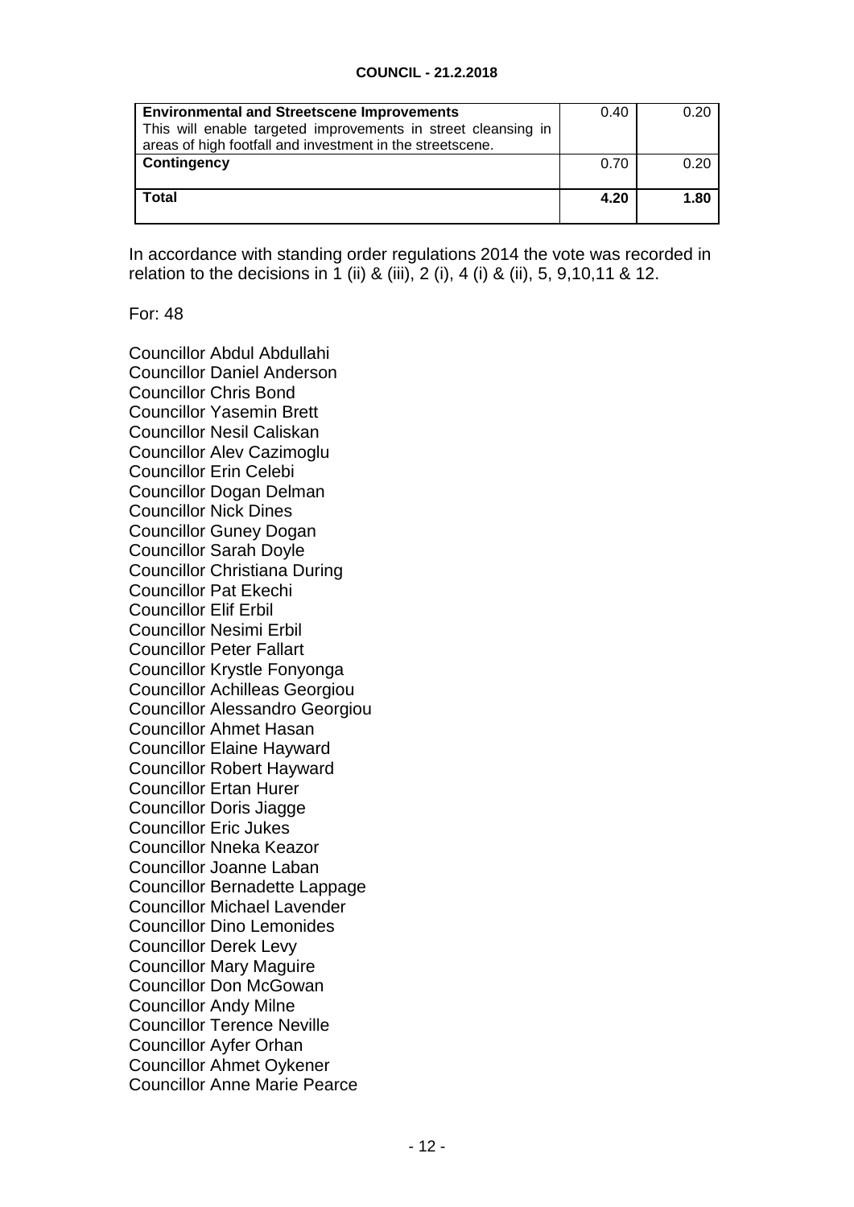| | | |
|---|---|---|
| **Environmental and Streetscene Improvements**<br>This will enable targeted improvements in street cleansing in areas of high footfall and investment in the streetscene. | 0.40 | 0.20 |
| **Contingency** | 0.70 | 0.20 |
| **Total** | **4.20** | **1.80** |

In accordance with standing order regulations 2014 the vote was recorded in relation to the decisions in 1 (ii) & (iii), 2 (i), 4 (i) & (ii), 5, 9,10,11 & 12.

For: 48

Councillor Abdul Abdullahi
Councillor Daniel Anderson
Councillor Chris Bond
Councillor Yasemin Brett
Councillor Nesil Caliskan
Councillor Alev Cazimoglu
Councillor Erin Celebi
Councillor Dogan Delman
Councillor Nick Dines
Councillor Guney Dogan
Councillor Sarah Doyle
Councillor Christiana During
Councillor Pat Ekechi
Councillor Elif Erbil
Councillor Nesimi Erbil
Councillor Peter Fallart
Councillor Krystle Fonyonga
Councillor Achilleas Georgiou
Councillor Alessandro Georgiou
Councillor Ahmet Hasan
Councillor Elaine Hayward
Councillor Robert Hayward
Councillor Ertan Hurer
Councillor Doris Jiagge
Councillor Eric Jukes
Councillor Nneka Keazor
Councillor Joanne Laban
Councillor Bernadette Lappage
Councillor Michael Lavender
Councillor Dino Lemonides
Councillor Derek Levy
Councillor Mary Maguire
Councillor Don McGowan
Councillor Andy Milne
Councillor Terence Neville
Councillor Ayfer Orhan
Councillor Ahmet Oykener
Councillor Anne Marie Pearce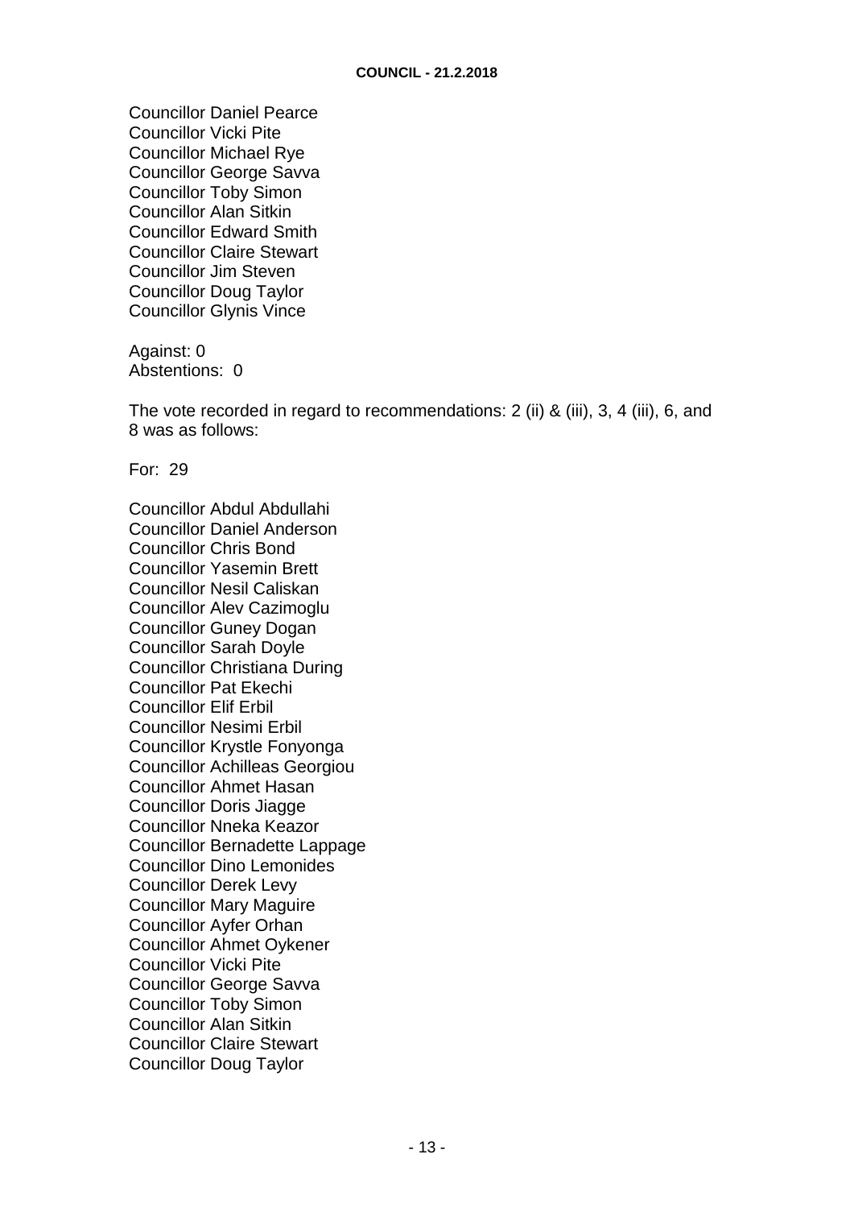Councillor Daniel Pearce
Councillor Vicki Pite
Councillor Michael Rye
Councillor George Savva
Councillor Toby Simon
Councillor Alan Sitkin
Councillor Edward Smith
Councillor Claire Stewart
Councillor Jim Steven
Councillor Doug Taylor
Councillor Glynis Vince

Against: 0
Abstentions: 0

The vote recorded in regard to recommendations: 2 (ii) & (iii), 3, 4 (iii), 6, and 8 was as follows:

For: 29

Councillor Abdul Abdullahi
Councillor Daniel Anderson
Councillor Chris Bond
Councillor Yasemin Brett
Councillor Nesil Caliskan
Councillor Alev Cazimoglu
Councillor Guney Dogan
Councillor Sarah Doyle
Councillor Christiana During
Councillor Pat Ekechi
Councillor Elif Erbil
Councillor Nesimi Erbil
Councillor Krystle Fonyonga
Councillor Achilleas Georgiou
Councillor Ahmet Hasan
Councillor Doris Jiagge
Councillor Nneka Keazor
Councillor Bernadette Lappage
Councillor Dino Lemonides
Councillor Derek Levy
Councillor Mary Maguire
Councillor Ayfer Orhan
Councillor Ahmet Oykener
Councillor Vicki Pite
Councillor George Savva
Councillor Toby Simon
Councillor Alan Sitkin
Councillor Claire Stewart
Councillor Doug Taylor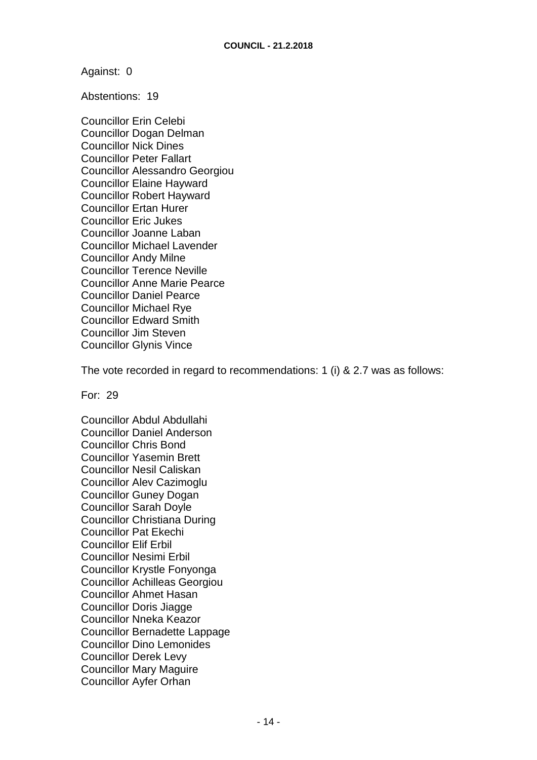Against: 0

Abstentions: 19

Councillor Erin Celebi  
Councillor Dogan Delman  
Councillor Nick Dines  
Councillor Peter Fallart  
Councillor Alessandro Georgiou  
Councillor Elaine Hayward  
Councillor Robert Hayward  
Councillor Ertan Hurer  
Councillor Eric Jukes  
Councillor Joanne Laban  
Councillor Michael Lavender  
Councillor Andy Milne  
Councillor Terence Neville  
Councillor Anne Marie Pearce  
Councillor Daniel Pearce  
Councillor Michael Rye  
Councillor Edward Smith  
Councillor Jim Steven  
Councillor Glynis Vince

The vote recorded in regard to recommendations: 1 (i) & 2.7 was as follows:

For: 29

Councillor Abdul Abdullahi  
Councillor Daniel Anderson  
Councillor Chris Bond  
Councillor Yasemin Brett  
Councillor Nesil Caliskan  
Councillor Alev Cazimoglu  
Councillor Guney Dogan  
Councillor Sarah Doyle  
Councillor Christiana During  
Councillor Pat Ekechi  
Councillor Elif Erbil  
Councillor Nesimi Erbil  
Councillor Krystle Fonyonga  
Councillor Achilleas Georgiou  
Councillor Ahmet Hasan  
Councillor Doris Jiagge  
Councillor Nneka Keazor  
Councillor Bernadette Lappage  
Councillor Dino Lemonides  
Councillor Derek Levy  
Councillor Mary Maguire  
Councillor Ayfer Orhan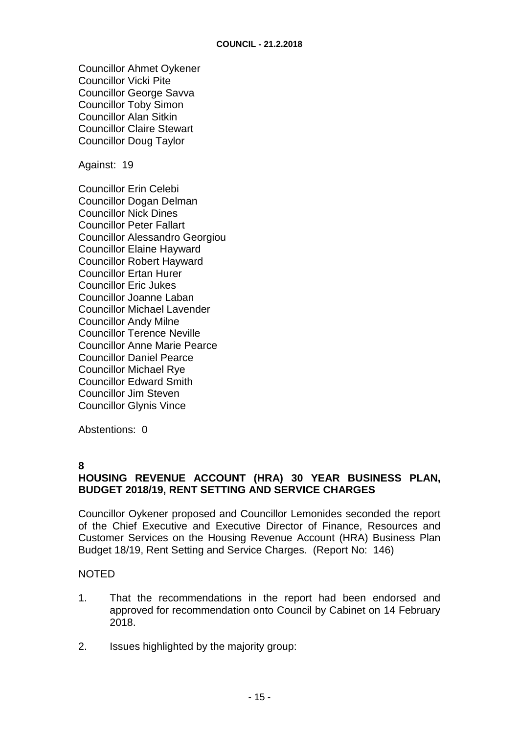Councillor Ahmet Oykener
Councillor Vicki Pite
Councillor George Savva
Councillor Toby Simon
Councillor Alan Sitkin
Councillor Claire Stewart
Councillor Doug Taylor

Against: 19

Councillor Erin Celebi
Councillor Dogan Delman
Councillor Nick Dines
Councillor Peter Fallart
Councillor Alessandro Georgiou
Councillor Elaine Hayward
Councillor Robert Hayward
Councillor Ertan Hurer
Councillor Eric Jukes
Councillor Joanne Laban
Councillor Michael Lavender
Councillor Andy Milne
Councillor Terence Neville
Councillor Anne Marie Pearce
Councillor Daniel Pearce
Councillor Michael Rye
Councillor Edward Smith
Councillor Jim Steven
Councillor Glynis Vince

Abstentions: 0

**8**
**HOUSING REVENUE ACCOUNT (HRA) 30 YEAR BUSINESS PLAN, BUDGET 2018/19, RENT SETTING AND SERVICE CHARGES**

Councillor Oykener proposed and Councillor Lemonides seconded the report of the Chief Executive and Executive Director of Finance, Resources and Customer Services on the Housing Revenue Account (HRA) Business Plan Budget 18/19, Rent Setting and Service Charges. (Report No: 146)

NOTED

1. That the recommendations in the report had been endorsed and approved for recommendation onto Council by Cabinet on 14 February 2018.

2. Issues highlighted by the majority group: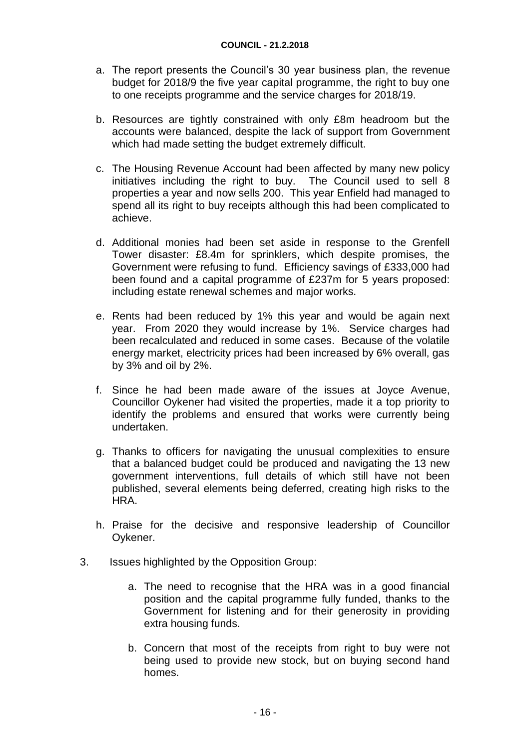a. The report presents the Council's 30 year business plan, the revenue budget for 2018/9 the five year capital programme, the right to buy one to one receipts programme and the service charges for 2018/19.

b. Resources are tightly constrained with only £8m headroom but the accounts were balanced, despite the lack of support from Government which had made setting the budget extremely difficult.

c. The Housing Revenue Account had been affected by many new policy initiatives including the right to buy. The Council used to sell 8 properties a year and now sells 200. This year Enfield had managed to spend all its right to buy receipts although this had been complicated to achieve.

d. Additional monies had been set aside in response to the Grenfell Tower disaster: £8.4m for sprinklers, which despite promises, the Government were refusing to fund. Efficiency savings of £333,000 had been found and a capital programme of £237m for 5 years proposed: including estate renewal schemes and major works.

e. Rents had been reduced by 1% this year and would be again next year. From 2020 they would increase by 1%. Service charges had been recalculated and reduced in some cases. Because of the volatile energy market, electricity prices had been increased by 6% overall, gas by 3% and oil by 2%.

f. Since he had been made aware of the issues at Joyce Avenue, Councillor Oykener had visited the properties, made it a top priority to identify the problems and ensured that works were currently being undertaken.

g. Thanks to officers for navigating the unusual complexities to ensure that a balanced budget could be produced and navigating the 13 new government interventions, full details of which still have not been published, several elements being deferred, creating high risks to the HRA.

h. Praise for the decisive and responsive leadership of Councillor Oykener.

3. Issues highlighted by the Opposition Group:

    a. The need to recognise that the HRA was in a good financial position and the capital programme fully funded, thanks to the Government for listening and for their generosity in providing extra housing funds.

    b. Concern that most of the receipts from right to buy were not being used to provide new stock, but on buying second hand homes.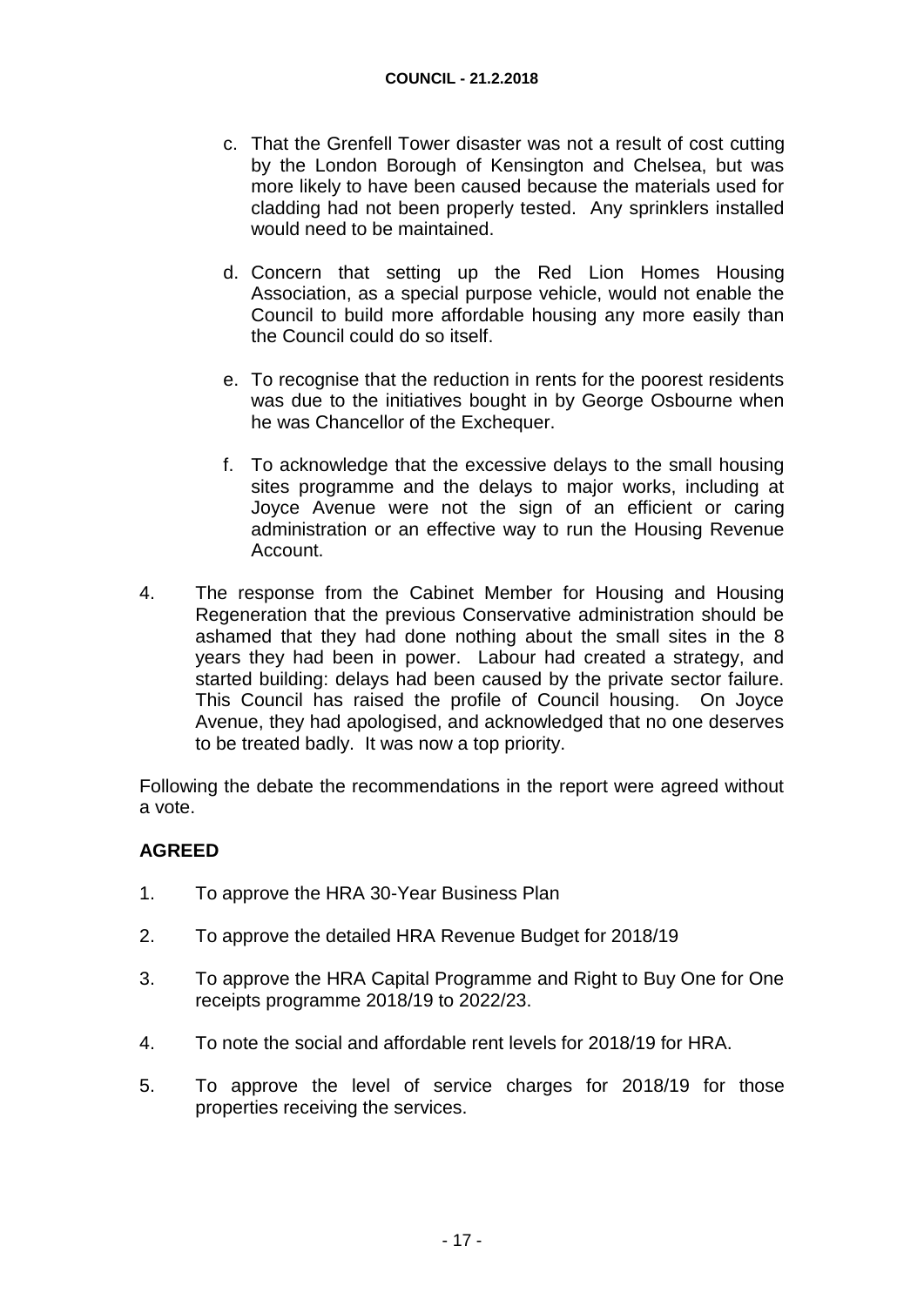c. That the Grenfell Tower disaster was not a result of cost cutting by the London Borough of Kensington and Chelsea, but was more likely to have been caused because the materials used for cladding had not been properly tested. Any sprinklers installed would need to be maintained.

d. Concern that setting up the Red Lion Homes Housing Association, as a special purpose vehicle, would not enable the Council to build more affordable housing any more easily than the Council could do so itself.

e. To recognise that the reduction in rents for the poorest residents was due to the initiatives bought in by George Osbourne when he was Chancellor of the Exchequer.

f. To acknowledge that the excessive delays to the small housing sites programme and the delays to major works, including at Joyce Avenue were not the sign of an efficient or caring administration or an effective way to run the Housing Revenue Account.

4. The response from the Cabinet Member for Housing and Housing Regeneration that the previous Conservative administration should be ashamed that they had done nothing about the small sites in the 8 years they had been in power. Labour had created a strategy, and started building: delays had been caused by the private sector failure. This Council has raised the profile of Council housing. On Joyce Avenue, they had apologised, and acknowledged that no one deserves to be treated badly. It was now a top priority.

Following the debate the recommendations in the report were agreed without a vote.

**AGREED**

1. To approve the HRA 30-Year Business Plan

2. To approve the detailed HRA Revenue Budget for 2018/19

3. To approve the HRA Capital Programme and Right to Buy One for One receipts programme 2018/19 to 2022/23.

4. To note the social and affordable rent levels for 2018/19 for HRA.

5. To approve the level of service charges for 2018/19 for those properties receiving the services.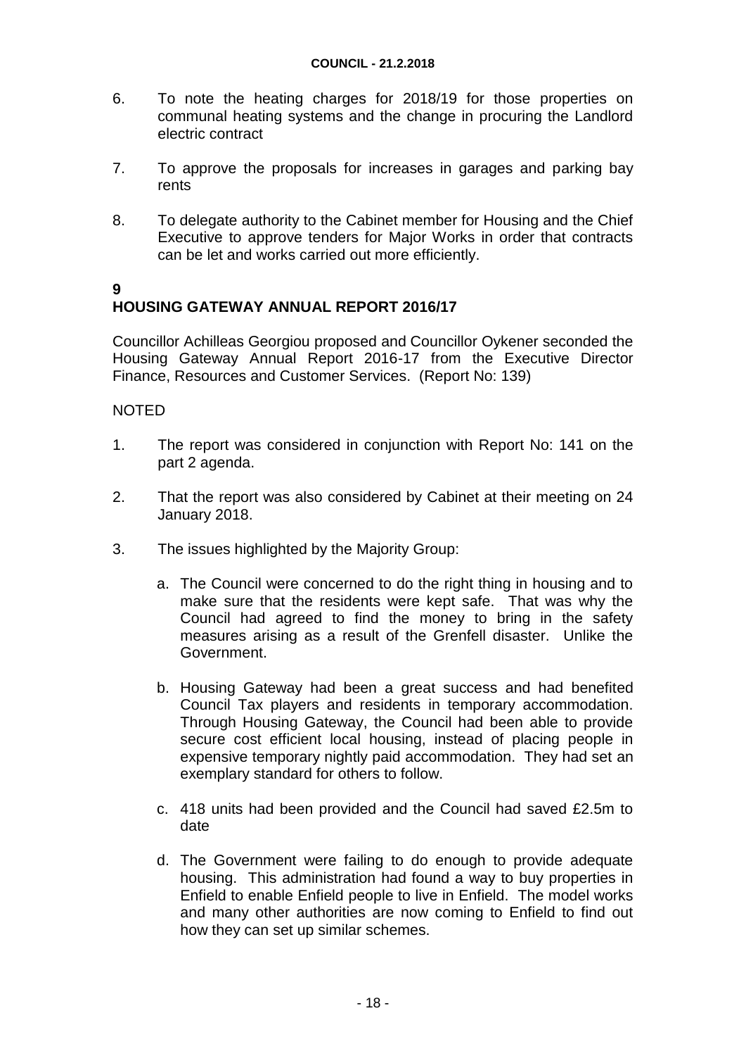6. To note the heating charges for 2018/19 for those properties on communal heating systems and the change in procuring the Landlord electric contract

7. To approve the proposals for increases in garages and parking bay rents

8. To delegate authority to the Cabinet member for Housing and the Chief Executive to approve tenders for Major Works in order that contracts can be let and works carried out more efficiently.

**9**

## HOUSING GATEWAY ANNUAL REPORT 2016/17

Councillor Achilleas Georgiou proposed and Councillor Oykener seconded the Housing Gateway Annual Report 2016-17 from the Executive Director Finance, Resources and Customer Services. (Report No: 139)

NOTED

1. The report was considered in conjunction with Report No: 141 on the part 2 agenda.

2. That the report was also considered by Cabinet at their meeting on 24 January 2018.

3. The issues highlighted by the Majority Group:

   a. The Council were concerned to do the right thing in housing and to make sure that the residents were kept safe. That was why the Council had agreed to find the money to bring in the safety measures arising as a result of the Grenfell disaster. Unlike the Government.

   b. Housing Gateway had been a great success and had benefited Council Tax players and residents in temporary accommodation. Through Housing Gateway, the Council had been able to provide secure cost efficient local housing, instead of placing people in expensive temporary nightly paid accommodation. They had set an exemplary standard for others to follow.

   c. 418 units had been provided and the Council had saved £2.5m to date

   d. The Government were failing to do enough to provide adequate housing. This administration had found a way to buy properties in Enfield to enable Enfield people to live in Enfield. The model works and many other authorities are now coming to Enfield to find out how they can set up similar schemes.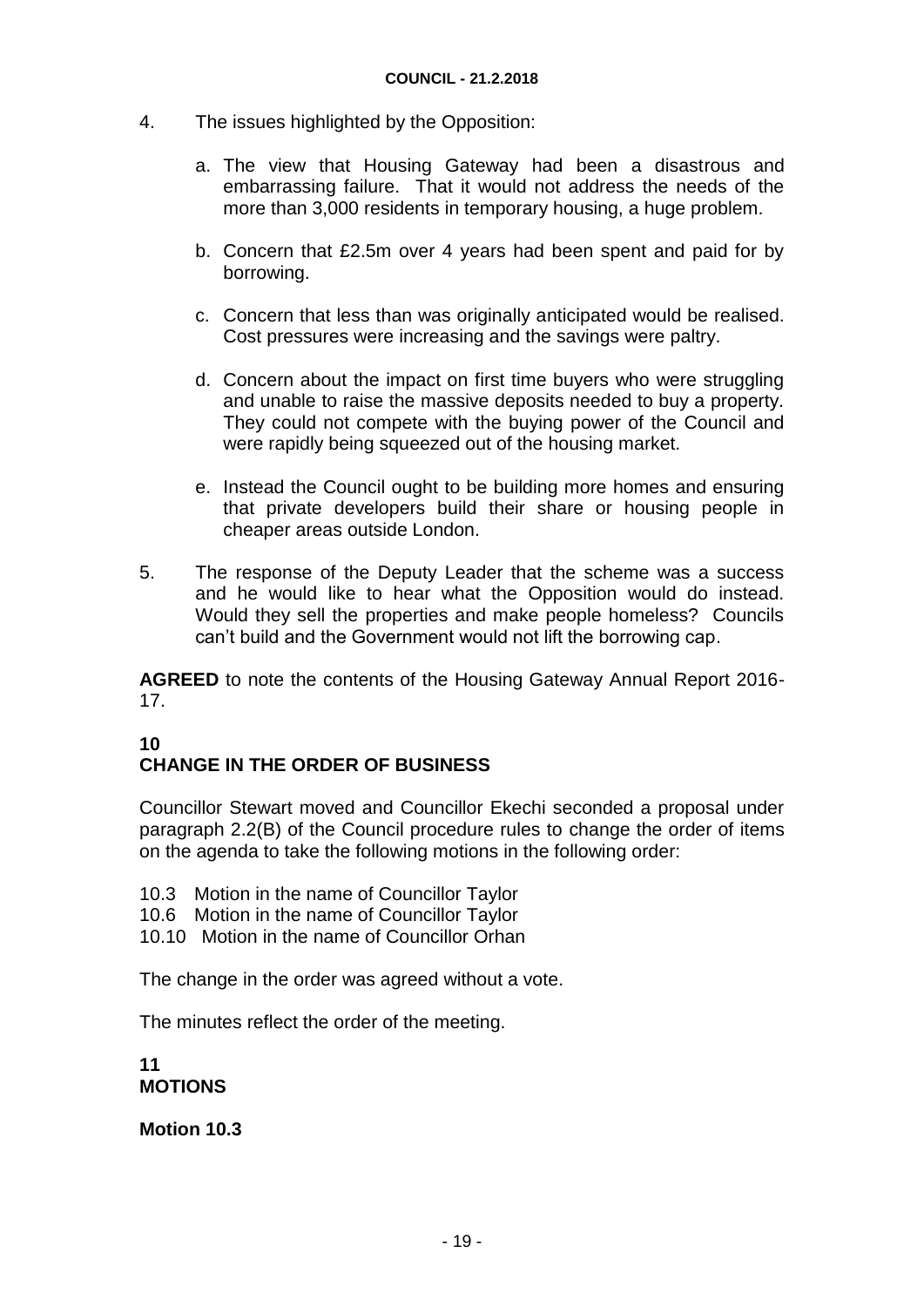4. The issues highlighted by the Opposition:

    a. The view that Housing Gateway had been a disastrous and embarrassing failure. That it would not address the needs of the more than 3,000 residents in temporary housing, a huge problem.

    b. Concern that £2.5m over 4 years had been spent and paid for by borrowing.

    c. Concern that less than was originally anticipated would be realised. Cost pressures were increasing and the savings were paltry.

    d. Concern about the impact on first time buyers who were struggling and unable to raise the massive deposits needed to buy a property. They could not compete with the buying power of the Council and were rapidly being squeezed out of the housing market.

    e. Instead the Council ought to be building more homes and ensuring that private developers build their share or housing people in cheaper areas outside London.

5. The response of the Deputy Leader that the scheme was a success and he would like to hear what the Opposition would do instead. Would they sell the properties and make people homeless? Councils can't build and the Government would not lift the borrowing cap.

**AGREED** to note the contents of the Housing Gateway Annual Report 2016-17.

## 10
## CHANGE IN THE ORDER OF BUSINESS

Councillor Stewart moved and Councillor Ekechi seconded a proposal under paragraph 2.2(B) of the Council procedure rules to change the order of items on the agenda to take the following motions in the following order:

10.3 Motion in the name of Councillor Taylor
10.6 Motion in the name of Councillor Taylor
10.10 Motion in the name of Councillor Orhan

The change in the order was agreed without a vote.

The minutes reflect the order of the meeting.

## 11
## MOTIONS

**Motion 10.3**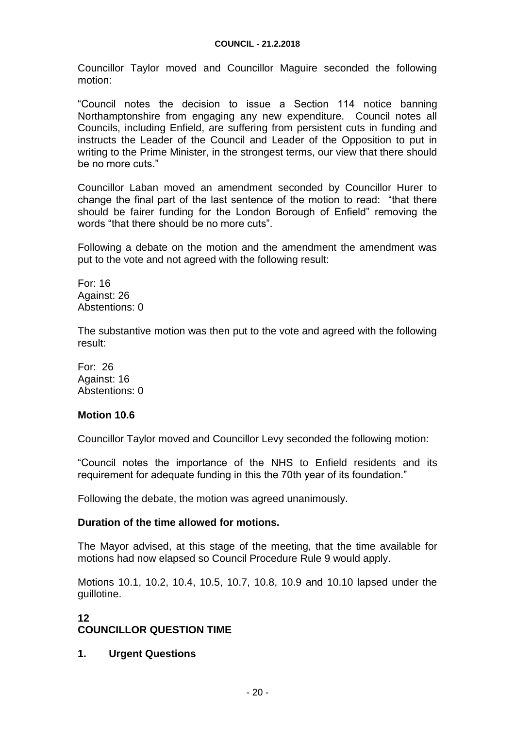Councillor Taylor moved and Councillor Maguire seconded the following motion:

"Council notes the decision to issue a Section 114 notice banning Northamptonshire from engaging any new expenditure. Council notes all Councils, including Enfield, are suffering from persistent cuts in funding and instructs the Leader of the Council and Leader of the Opposition to put in writing to the Prime Minister, in the strongest terms, our view that there should be no more cuts."

Councillor Laban moved an amendment seconded by Councillor Hurer to change the final part of the last sentence of the motion to read: "that there should be fairer funding for the London Borough of Enfield" removing the words "that there should be no more cuts".

Following a debate on the motion and the amendment the amendment was put to the vote and not agreed with the following result:

For: 16
Against: 26
Abstentions: 0

The substantive motion was then put to the vote and agreed with the following result:

For: 26
Against: 16
Abstentions: 0

**Motion 10.6**

Councillor Taylor moved and Councillor Levy seconded the following motion:

"Council notes the importance of the NHS to Enfield residents and its requirement for adequate funding in this the 70th year of its foundation."

Following the debate, the motion was agreed unanimously.

**Duration of the time allowed for motions.**

The Mayor advised, at this stage of the meeting, that the time available for motions had now elapsed so Council Procedure Rule 9 would apply.

Motions 10.1, 10.2, 10.4, 10.5, 10.7, 10.8, 10.9 and 10.10 lapsed under the guillotine.

## 12
## COUNCILLOR QUESTION TIME

**1. Urgent Questions**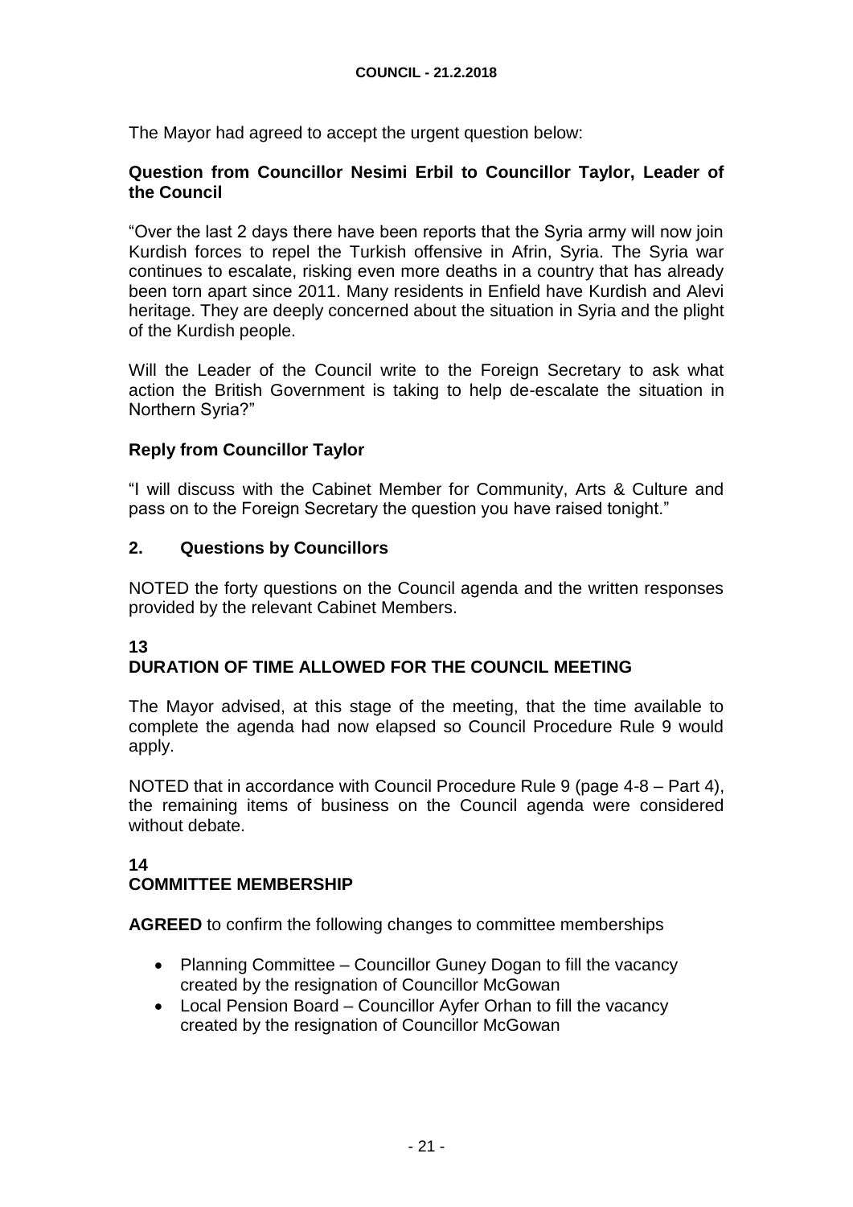The Mayor had agreed to accept the urgent question below:

**Question from Councillor Nesimi Erbil to Councillor Taylor, Leader of the Council**

"Over the last 2 days there have been reports that the Syria army will now join Kurdish forces to repel the Turkish offensive in Afrin, Syria. The Syria war continues to escalate, risking even more deaths in a country that has already been torn apart since 2011. Many residents in Enfield have Kurdish and Alevi heritage. They are deeply concerned about the situation in Syria and the plight of the Kurdish people.

Will the Leader of the Council write to the Foreign Secretary to ask what action the British Government is taking to help de-escalate the situation in Northern Syria?"

**Reply from Councillor Taylor**

"I will discuss with the Cabinet Member for Community, Arts & Culture and pass on to the Foreign Secretary the question you have raised tonight."

## 2. Questions by Councillors

NOTED the forty questions on the Council agenda and the written responses provided by the relevant Cabinet Members.

## 13
## DURATION OF TIME ALLOWED FOR THE COUNCIL MEETING

The Mayor advised, at this stage of the meeting, that the time available to complete the agenda had now elapsed so Council Procedure Rule 9 would apply.

NOTED that in accordance with Council Procedure Rule 9 (page 4-8 – Part 4), the remaining items of business on the Council agenda were considered without debate.

## 14
## COMMITTEE MEMBERSHIP

**AGREED** to confirm the following changes to committee memberships

- Planning Committee – Councillor Guney Dogan to fill the vacancy created by the resignation of Councillor McGowan
- Local Pension Board – Councillor Ayfer Orhan to fill the vacancy created by the resignation of Councillor McGowan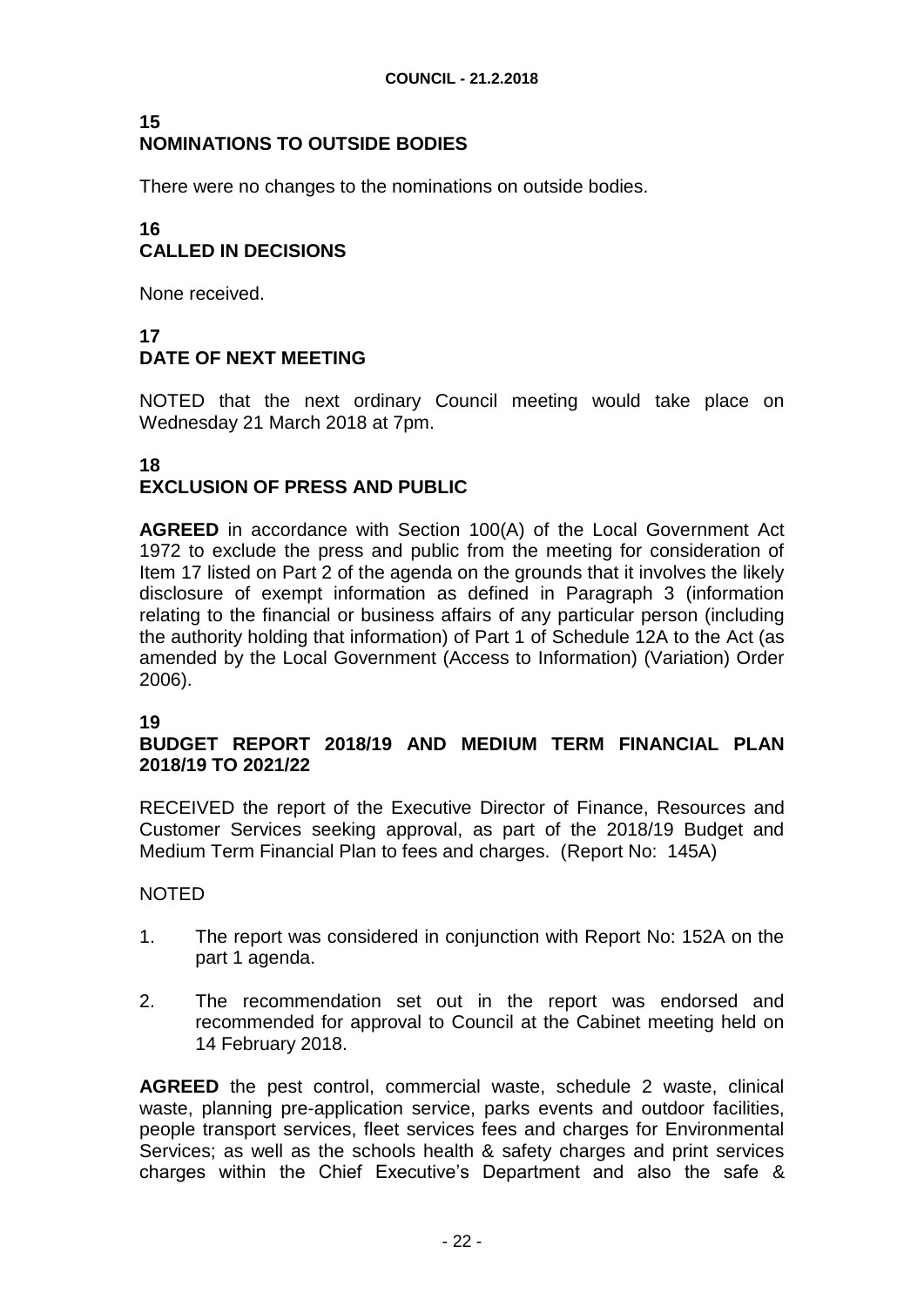## 15
## NOMINATIONS TO OUTSIDE BODIES

There were no changes to the nominations on outside bodies.

## 16
## CALLED IN DECISIONS

None received.

## 17
## DATE OF NEXT MEETING

NOTED that the next ordinary Council meeting would take place on Wednesday 21 March 2018 at 7pm.

## 18
## EXCLUSION OF PRESS AND PUBLIC

**AGREED** in accordance with Section 100(A) of the Local Government Act 1972 to exclude the press and public from the meeting for consideration of Item 17 listed on Part 2 of the agenda on the grounds that it involves the likely disclosure of exempt information as defined in Paragraph 3 (information relating to the financial or business affairs of any particular person (including the authority holding that information) of Part 1 of Schedule 12A to the Act (as amended by the Local Government (Access to Information) (Variation) Order 2006).

## 19
## BUDGET REPORT 2018/19 AND MEDIUM TERM FINANCIAL PLAN 2018/19 TO 2021/22

RECEIVED the report of the Executive Director of Finance, Resources and Customer Services seeking approval, as part of the 2018/19 Budget and Medium Term Financial Plan to fees and charges. (Report No: 145A)

NOTED

1. The report was considered in conjunction with Report No: 152A on the part 1 agenda.
2. The recommendation set out in the report was endorsed and recommended for approval to Council at the Cabinet meeting held on 14 February 2018.

**AGREED** the pest control, commercial waste, schedule 2 waste, clinical waste, planning pre-application service, parks events and outdoor facilities, people transport services, fleet services fees and charges for Environmental Services; as well as the schools health & safety charges and print services charges within the Chief Executive's Department and also the safe &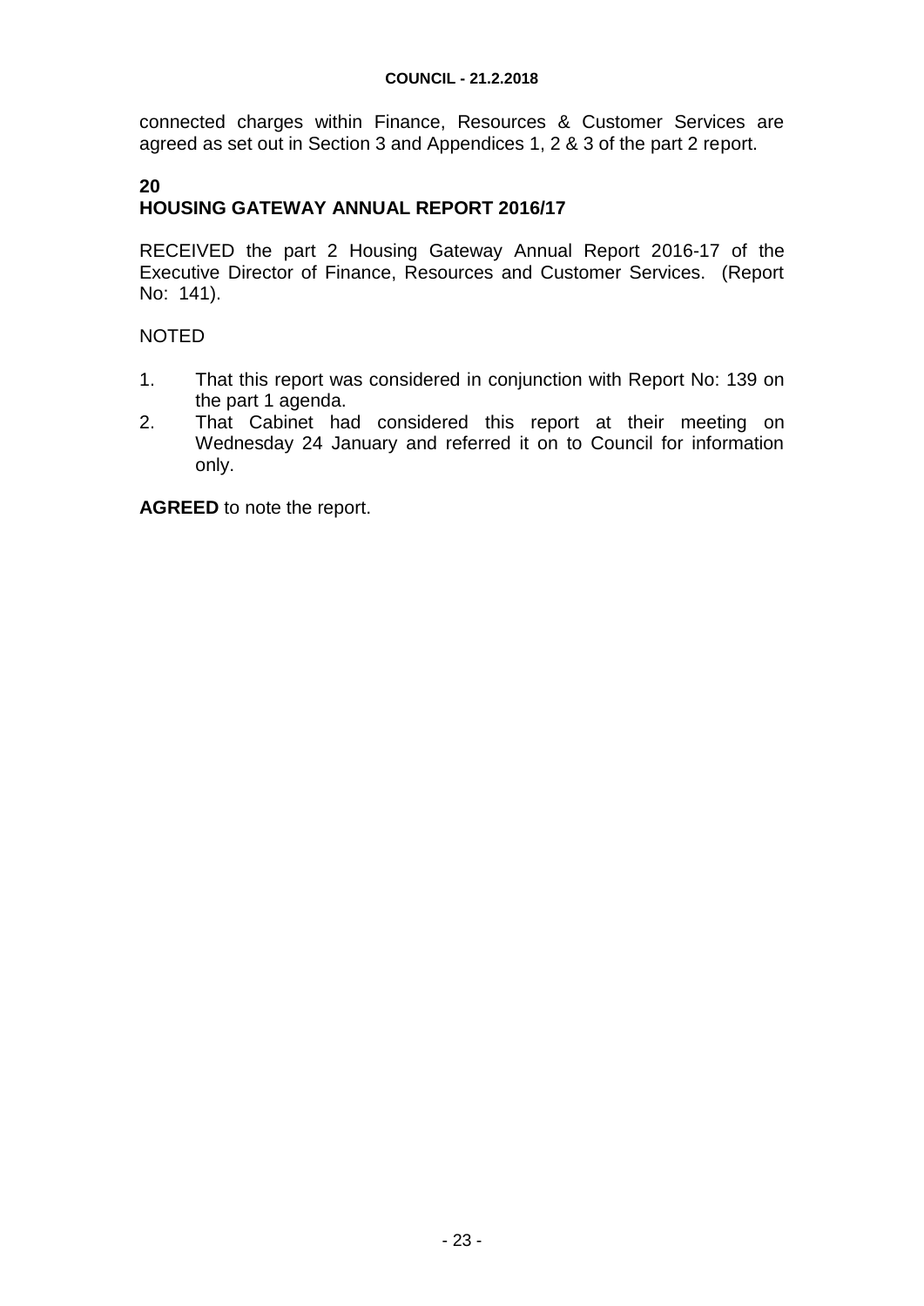connected charges within Finance, Resources & Customer Services are agreed as set out in Section 3 and Appendices 1, 2 & 3 of the part 2 report.

**20**

## HOUSING GATEWAY ANNUAL REPORT 2016/17

RECEIVED the part 2 Housing Gateway Annual Report 2016-17 of the Executive Director of Finance, Resources and Customer Services. (Report No: 141).

NOTED

1. That this report was considered in conjunction with Report No: 139 on the part 1 agenda.
2. That Cabinet had considered this report at their meeting on Wednesday 24 January and referred it on to Council for information only.

**AGREED** to note the report.